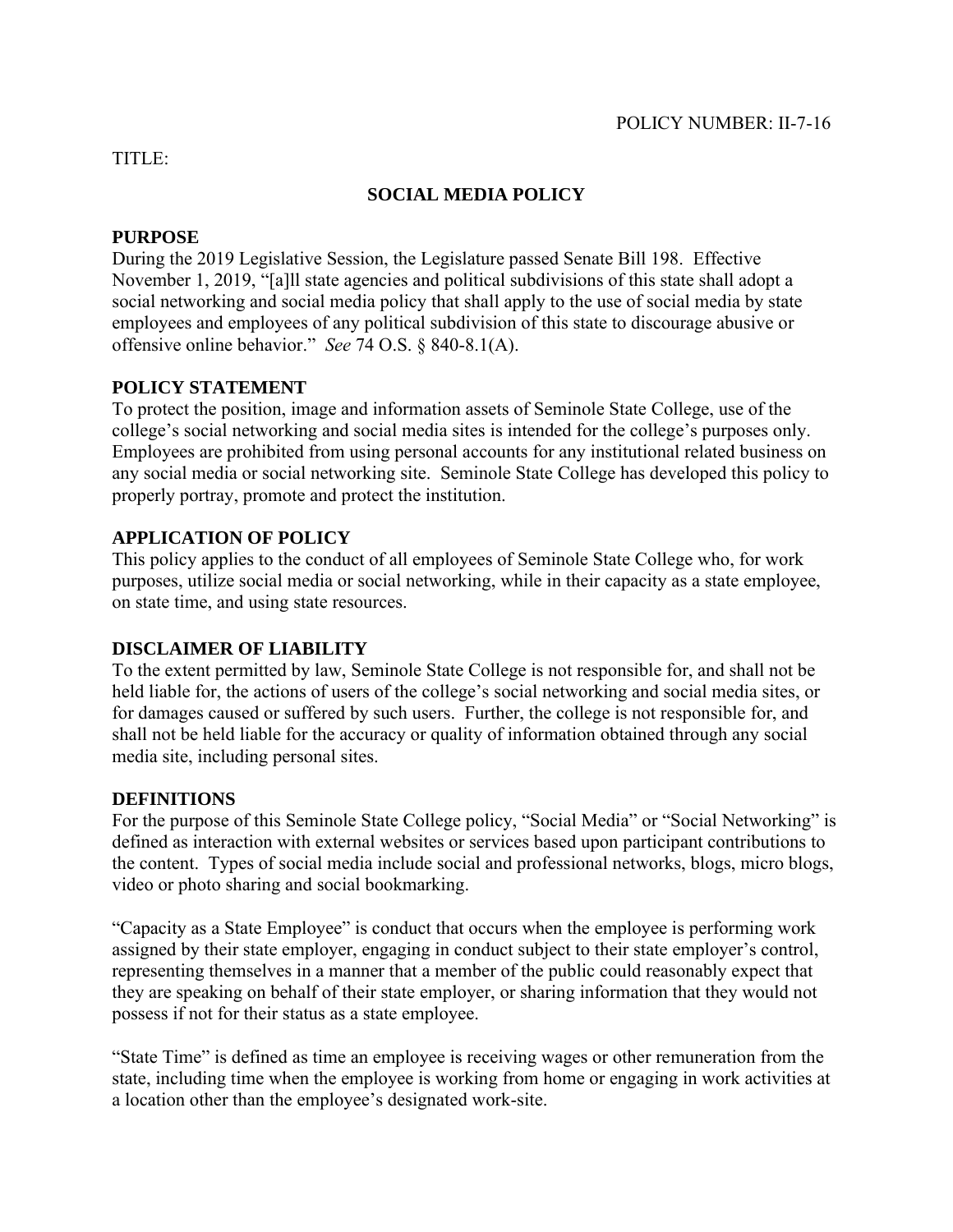POLICY NUMBER: II-7-16

TITLE:

# SOCIAL MEDIA POLICY

## PURPOSE

During the 2019 Legislative Session, the Legislature passed Senate Bill 198. Effective November 1, 2019, "[a]ll state agencies and political subdivisions of this state shall adopt a social networking and social media policy that shall apply to the use of social media by state employees and employees of any political subdivision of this state to discourage abusive or offensive online behavior." *See* 74 O.S. § 840-8.1(A).

## POLICY STATEMENT

To protect the position, image and information assets of Seminole State College, use of the college's social networking and social media sites is intended for the college's purposes only. Employees are prohibited from using personal accounts for any institutional related business on any social media or social networking site. Seminole State College has developed this policy to properly portray, promote and protect the institution.

## APPLICATION OF POLICY

This policy applies to the conduct of all employees of Seminole State College who, for work purposes, utilize social media or social networking, while in their capacity as a state employee, on state time, and using state resources.

## DISCLAIMER OF LIABILITY

To the extent permitted by law, Seminole State College is not responsible for, and shall not be held liable for, the actions of users of the college's social networking and social media sites, or for damages caused or suffered by such users. Further, the college is not responsible for, and shall not be held liable for the accuracy or quality of information obtained through any social media site, including personal sites.

## DEFINITIONS

For the purpose of this Seminole State College policy, "Social Media" or "Social Networking" is defined as interaction with external websites or services based upon participant contributions to the content. Types of social media include social and professional networks, blogs, micro blogs, video or photo sharing and social bookmarking.

"Capacity as a State Employee" is conduct that occurs when the employee is performing work assigned by their state employer, engaging in conduct subject to their state employer's control, representing themselves in a manner that a member of the public could reasonably expect that they are speaking on behalf of their state employer, or sharing information that they would not possess if not for their status as a state employee.

"State Time" is defined as time an employee is receiving wages or other remuneration from the state, including time when the employee is working from home or engaging in work activities at a location other than the employee's designated work-site.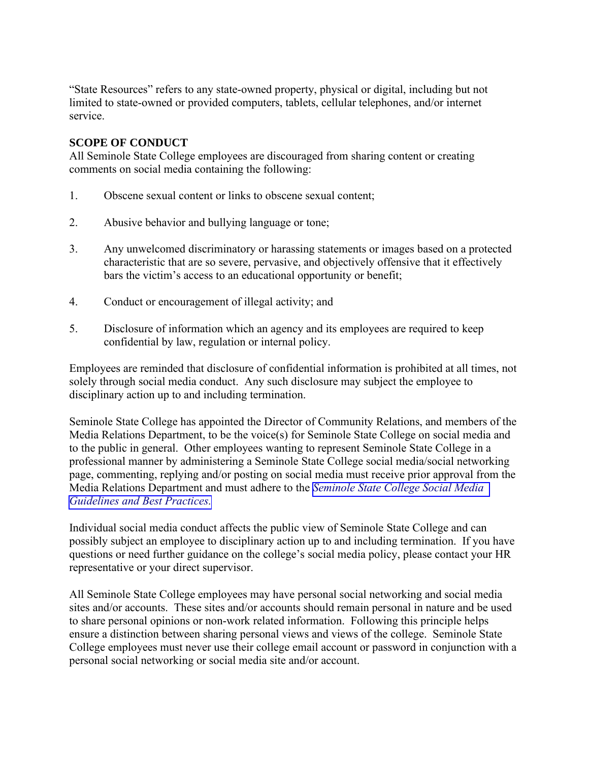"State Resources" refers to any state-owned property, physical or digital, including but not limited to state-owned or provided computers, tablets, cellular telephones, and/or internet service.

**SCOPE OF CONDUCT**

All Seminole State College employees are discouraged from sharing content or creating comments on social media containing the following:

1. Obscene sexual content or links to obscene sexual content;

2. Abusive behavior and bullying language or tone;

3. Any unwelcomed discriminatory or harassing statements or images based on a protected characteristic that are so severe, pervasive, and objectively offensive that it effectively bars the victim's access to an educational opportunity or benefit;

4. Conduct or encouragement of illegal activity; and

5. Disclosure of information which an agency and its employees are required to keep confidential by law, regulation or internal policy.

Employees are reminded that disclosure of confidential information is prohibited at all times, not solely through social media conduct. Any such disclosure may subject the employee to disciplinary action up to and including termination.

Seminole State College has appointed the Director of Community Relations, and members of the Media Relations Department, to be the voice(s) for Seminole State College on social media and to the public in general. Other employees wanting to represent Seminole State College in a professional manner by administering a Seminole State College social media/social networking page, commenting, replying and/or posting on social media must receive prior approval from the Media Relations Department and must adhere to the *Seminole State College Social Media Guidelines and Best Practices.*

Individual social media conduct affects the public view of Seminole State College and can possibly subject an employee to disciplinary action up to and including termination. If you have questions or need further guidance on the college's social media policy, please contact your HR representative or your direct supervisor.

All Seminole State College employees may have personal social networking and social media sites and/or accounts. These sites and/or accounts should remain personal in nature and be used to share personal opinions or non-work related information. Following this principle helps ensure a distinction between sharing personal views and views of the college. Seminole State College employees must never use their college email account or password in conjunction with a personal social networking or social media site and/or account.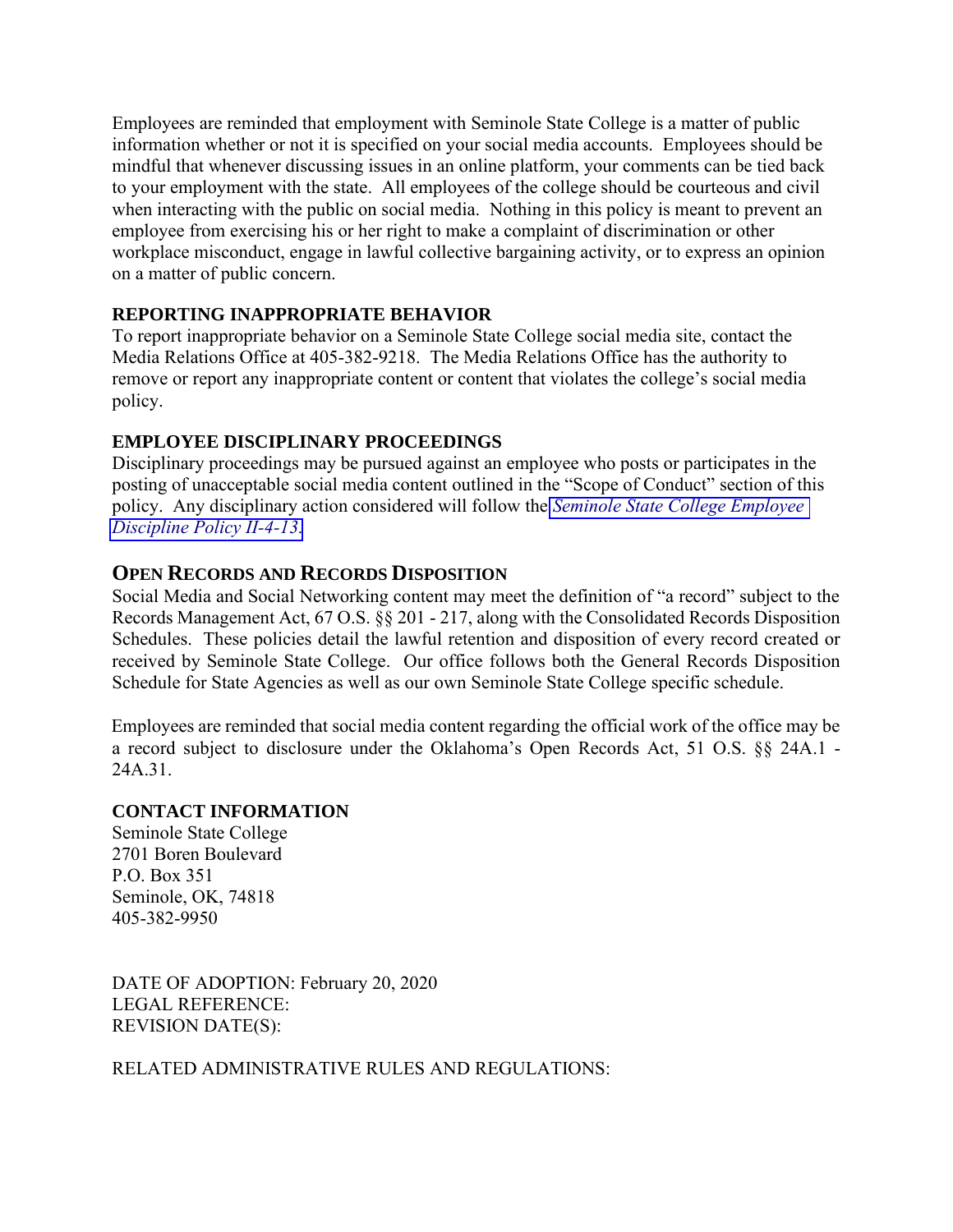Employees are reminded that employment with Seminole State College is a matter of public information whether or not it is specified on your social media accounts. Employees should be mindful that whenever discussing issues in an online platform, your comments can be tied back to your employment with the state. All employees of the college should be courteous and civil when interacting with the public on social media. Nothing in this policy is meant to prevent an employee from exercising his or her right to make a complaint of discrimination or other workplace misconduct, engage in lawful collective bargaining activity, or to express an opinion on a matter of public concern.

**REPORTING INAPPROPRIATE BEHAVIOR**

To report inappropriate behavior on a Seminole State College social media site, contact the Media Relations Office at 405-382-9218. The Media Relations Office has the authority to remove or report any inappropriate content or content that violates the college's social media policy.

**EMPLOYEE DISCIPLINARY PROCEEDINGS**

Disciplinary proceedings may be pursued against an employee who posts or participates in the posting of unacceptable social media content outlined in the "Scope of Conduct" section of this policy. Any disciplinary action considered will follow the *Seminole State College Employee Discipline Policy II-4-13.*

**OPEN RECORDS AND RECORDS DISPOSITION**

Social Media and Social Networking content may meet the definition of "a record" subject to the Records Management Act, 67 O.S. §§ 201 - 217, along with the Consolidated Records Disposition Schedules. These policies detail the lawful retention and disposition of every record created or received by Seminole State College. Our office follows both the General Records Disposition Schedule for State Agencies as well as our own Seminole State College specific schedule.

Employees are reminded that social media content regarding the official work of the office may be a record subject to disclosure under the Oklahoma's Open Records Act, 51 O.S. §§ 24A.1 - 24A.31.

**CONTACT INFORMATION**

Seminole State College
2701 Boren Boulevard
P.O. Box 351
Seminole, OK, 74818
405-382-9950

DATE OF ADOPTION: February 20, 2020
LEGAL REFERENCE:
REVISION DATE(S):

RELATED ADMINISTRATIVE RULES AND REGULATIONS: